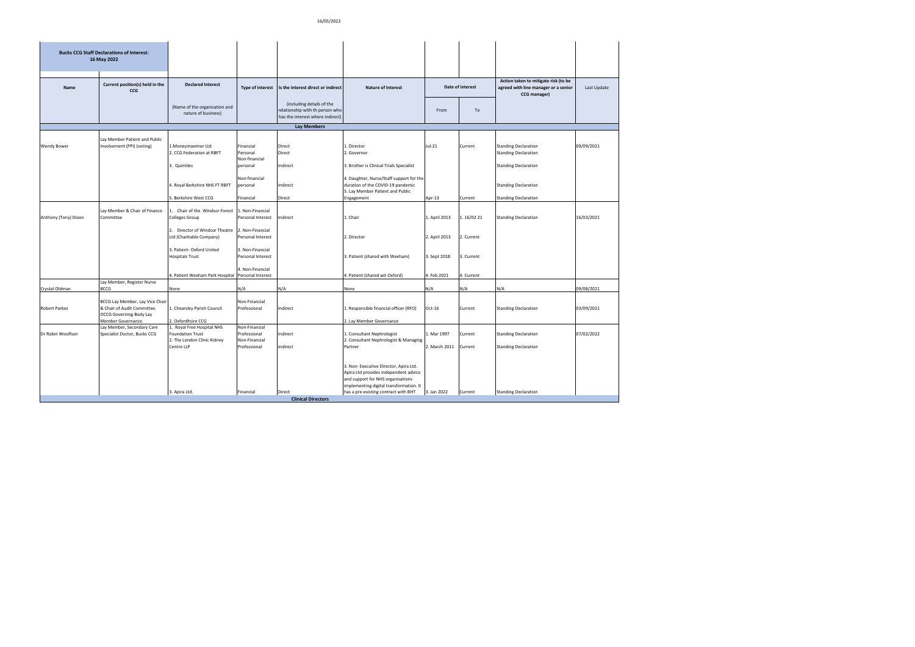**Bucks CCG Staff Declarations of Interest: 16 May 2022**

| Name | Current position(s) held in the CCG | Declared Interest | Type of interest | Is the interest direct or indirect | Nature of Interest | Date of interest | | Action taken to mitigate risk (to be agreed with line manager or a senior CCG manager) | Last Update |
|---|---|---|---|---|---|---|---|---|---|
| | | (Name of the organisation and nature of business) | | (including details of the relationship with th person who has the interest where indirect) | | From | To | | |
| **Lay Members** | | | | | | | | | |
| Wendy Bower | Lay Member Patient and Public Involvement (PPI) (voting) | 1.Moneymaximer Ltd<br>2. CCG Federation at RBFT<br>3. Quintiles<br>4. Royal Berkshire NHS FT RBFT<br>5. Berkshire West CCG | Financial<br>Personal<br>Non-financial personal<br>Non-financial personal<br>Financial | Direct<br>Direct<br>Indirect<br>Indirect<br>Direct | 1. Director<br>2. Governor<br>3. Brother is Clinical Trials Specialist<br>4. Daughter, Nurse/Staff support for the duration of the COVID-19 pandemic<br>5. Lay Member Patient and Public Engagement | Jul-21<br>Apr-13 | Current<br>Current | Standing Declaration<br>Standing Declaration<br>Standing Declaration<br>Standing Declaration<br>Standing Declaration | 09/09/2021 |
| Anthony (Tony) Dixon | Lay Member & Chair of Finance Committee | 1. Chair of the Windsor Forest Colleges Group<br>2. Director of Windsor Theatre Ltd (Charitable Company)<br>3. Patient- Oxford United Hospitals Trust<br>4. Patient Wexham Park Hospital | 1. Non-Financial Personal Interest<br>2. Non-Financial Personal Interest<br>3. Non-Financial Personal Interest<br>4. Non-Financial Personal Interest | Indirect | 1. Chair<br>2. Director<br>3. Patient (shared with Wexham)<br>4. Patient (shared wit Oxford) | 1. April 2013<br>2. April 2013<br>3. Sept 2018<br>4. Feb 2021 | 1. 16/02 21<br>2. Current<br>3. Current<br>4. Current | Standing Declaration | 16/03/2021 |
| Crystal Oldman | Lay Member, Register Nurse BCCG | None | N/A | N/A | None | N/A | N/A | N/A | 09/08/2021 |
| Robert Parkes | BCCG Lay Member, Lay Vice Chair & Chair of Audit Committee. OCCG Governing Body Lay Member Governance. | 1. Chearsley Parish Council<br>2. Oxfordhsire CCG | Non-Financial Professional | Indirect | 1. Responsible financial officer (RFO)<br>2. Lay Member Governance | Oct-16 | Current | Standing Declaration | 03/09/2021 |
| Dr Robin Woolfson | Lay Member, Secondary Care Specialist Doctor, Bucks CCG | 1. Royal Free Hospital NHS Foundation Trust<br>2. The London Clinic Kidney Centre LLP<br>3. Apira Ltd. | Non-Financial Professional<br>Non-Financial Professional<br>Financial | Indirect<br>Indirect<br>Direct | 1. Consultant Nephrologist<br>2. Consultant Nephrologist & Managing Partner<br>3. Non- Executive Director, Apira Ltd. Apira Ltd provides independent advice and support for NHS organisations implementing digital transformation. It has a pre-existing contract with BHT | 1. Mar 1997<br>2. March 2011<br>3. Jan 2022 | Current<br>Current<br>Current | Standing Declaration<br>Standing Declaration<br>Standing Declaration | 07/02/2022 |
| **Clinical Directors** | | | | | | | | | |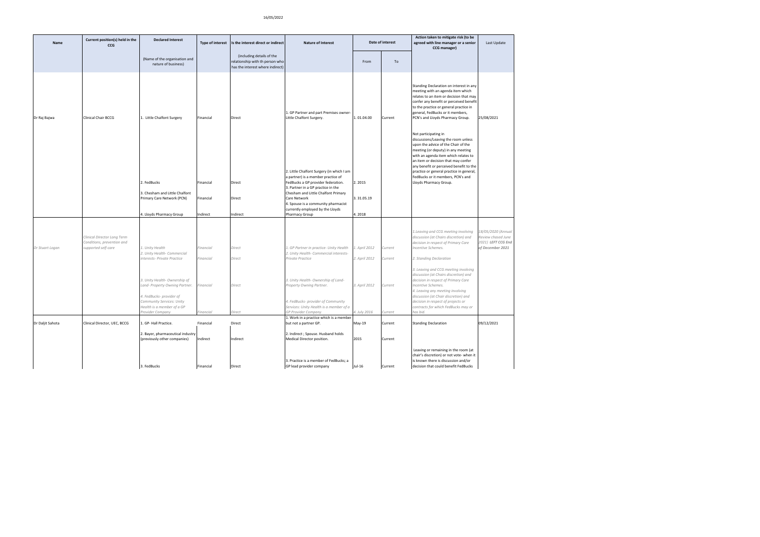| Name | Current position(s) held in the CCG | Declared Interest | Type of interest | Is the interest direct or indirect | Nature of Interest | Date of interest | | Action taken to mitigate risk (to be agreed with line manager or a senior CCG manager) | Last Update |
|---|---|---|---|---|---|---|---|---|---|
| | | (Name of the organisation and nature of business) | | (including details of the relationship with th person who has the interest where indirect) | | From | To | | |
| Dr Raj Bajwa | Clinical Chair BCCG | 1. Little Chalfont Surgery | Financial | Direct | 1. GP Partner and part Premises owner- Little Chalfont Surgery. | 1. 01.04.00 | Current | Standing Declaration on interest in any meeting with an agenda item which relates to an item or decision that may confer any benefit or perceived benefit to the practice or general practice in general, FedBucks or it members, PCN's and Lloyds Pharmacy Group.<br><br>Not participating in discussions/Leaving the room unless upon the advice of the Chair of the meeting (or deputy) in any meeting with an agenda item which relates to an item or decision that may confer any benefit or perceived benefit to the practice or general practice in general, FedBucks or it members, PCN's and Lloyds Pharmacy Group. | 25/08/2021 |
| | | 2. FedBucks | Financial | Direct | 2. Little Chalfont Surgery (in which I am a partner) is a member practice of FedBucks a GP provider federation. | 2. 2015 | | | |
| | | 3. Chesham and Little Chalfont Primary Care Network (PCN) | Financial | Direct | 3. Partner in a GP practice in the Chesham and Little Chalfont Primary Care Network | 3. 31.05.19 | | | |
| | | 4. Lloyds Pharmacy Group | Indirect | Indirect | 4. Spouse is a community pharmacist currently employed by the Lloyds Pharmacy Group | 4. 2018 | | | |
| *Dr Stuart Logan* | *Clinical Director Long Term Conditions, prevention and supported self-care* | *1. Unity Health* | *Financial* | *Direct* | *1. GP Partner in practice- Unity Health* | *1. April 2012* | *Current* | *1.Leaving and CCG meeting involving discussion (at Chairs discretion) and decision in respect of Primary Care Incentive Schemes.* | *18/05/2020 (Annual Review chased June 2021)* ***LEFT CCG End of December 2021*** |
| | | *2. Unity Health- Commercial interests- Private Practice* | *Financial* | *Direct* | *2. Unity Health- Commercial interests- Private Practice* | *2. April 2012* | *Current* | *2. Standing Declaration* | |
| | | *3. Unity Health- Ownership of Land- Property Owning Partner.* | *Financial* | *Direct* | *3. Unity Health- Ownership of Land-Property Owning Partner.* | *3. April 2012* | *Current* | *3. Leaving and CCG meeting involving discussion (at Chairs discretion) and decision in respect of Primary Care Incentive Schemes.* | |
| | | *4. FedBucks- provider of Community Services: Unity Health is a member of a GP Provider Company* | *Financial* | *Direct* | *4. FedBucks- provider of Community Services: Unity Health is a member of a GP Provider Company* | *4. July 2016* | *Current* | *4. Leaving any meeting involving discussion (at Chair discretion) and decision in respect of projects or contracts for which FedBucks may or has bid.* | |
| Dr Daljit Sahota | Clinical Director, UEC, BCCG | 1. GP- Hall Practice. | Financial | Direct | 1. Work in a practice which is a member but not a partner GP. | May-19 | Current | Standing Declaration | 09/12/2021 |
| | | 2. Bayer, pharmaceutical industry (previously other companies) | Indirect | Indirect | 2. Indirect ; Spouse. Husband holds Medical Director position. | 2015 | Current | | |
| | | 3. FedBucks | Financial | Direct | 3. Practice is a member of FedBucks; a GP lead provider company | Jul-16 | Current | Leaving or remaining in the room (at chair's discretion) or not vote- when it is known there is discussion and/or decision that could benefit FedBucks | |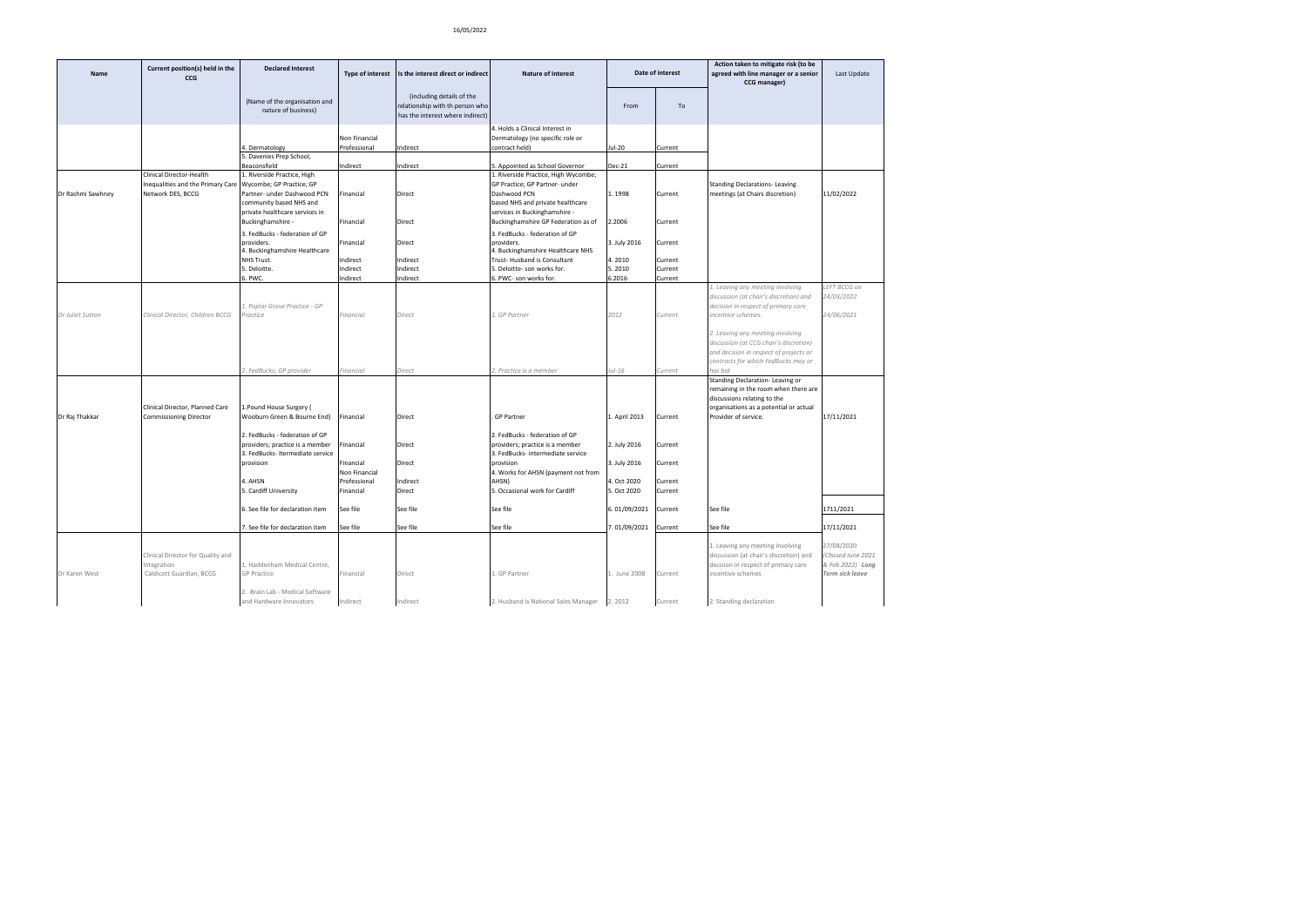| Name | Current position(s) held in the CCG | Declared Interest | Type of interest | Is the interest direct or indirect | Nature of Interest | Date of interest | | Action taken to mitigate risk (to be agreed with line manager or a senior CCG manager) | Last Update |
|---|---|---|---|---|---|---|---|---|---|
| | | (Name of the organisation and nature of business) | | (including details of the relationship with th person who has the interest where indirect) | | From | To | | |
| | | 4. Dermatology | Non Financial Professional | Indirect | 4. Holds a Clinical Interest in Dermatology (no specific role or contract held) | Jul-20 | Current | | |
| | | 5. Davenies Prep School, Beaconsfield | Indirect | Indirect | 5. Appointed as School Governor | Dec-21 | Current | | |
| Dr Rashmi Sawhney | Clinical Director-Health Inequalities and the Primary Care Network DES, BCCG | 1. Riverside Practice, High Wycombe; GP Practice; GP Partner- under Dashwood PCN community based NHS and private healthcare services in Buckinghamshire - | Financial | Direct | 1. Riverside Practice, High Wycombe; GP Practice; GP Partner- under Dashwood PCN based NHS and private healthcare services in Buckinghamshire - | 1. 1998 | Current | Standing Declarations- Leaving meetings (at Chairs discretion) | 11/02/2022 |
| | | | Financial | Direct | Buckinghamshire GP Federation as of | 2.2006 | Current | | |
| | | 3. FedBucks - federation of GP providers. | Financial | Direct | 3. FedBucks - federation of GP providers. | 3. July 2016 | Current | | |
| | | 4. Buckinghamshire Healthcare NHS Trust. | Indirect | Indirect | 4. Buckinghamshire Healthcare NHS Trust- Husband is Consultant | 4. 2010 | Current | | |
| | | 5. Deloitte. | Indirect | Indirect | 5. Deloitte- son works for. | 5. 2010 | Current | | |
| | | 6. PWC. | Indirect | Indirect | 6. PWC- son works for. | 6.2016 | Current | | |
| *Dr Juliet Sutton* | *Clinical Director, Children BCCG* | *1. Poplar Grove Practice - GP Practice* | *Financial* | *Direct* | *1. GP Partner* | *2012* | *Current* | *1. Leaving any meeting involving discussion (at chair's discretion) and decision in respect of primary care incentive schemes.* | *LEFT BCCG on 24/03/2022* <br> *24/06/2021* |
| | | *2. FedBucks; GP provider* | *Financial* | *Direct* | *2. Practice is a member* | *Jul-16* | *Current* | *2. Leaving any meeting involving discussion (at CCG chair's discretion) and decision in respect of projects or contracts for which FedBucks may or has bid* | |
| Dr Raj Thakkar | Clinical Director, Planned Care Commissioning Director | 1.Pound House Surgery ( Wooburn Green & Bourne End) | Financial | Direct | . GP Partner | 1. April 2013 | Current | Standing Declaration- Leaving or remaining in the room when there are discussions relating to the organisations as a potential or actual Provider of service. | 17/11/2021 |
| | | 2. FedBucks - federation of GP providers; practice is a member | Financial | Direct | 2. FedBucks - federation of GP providers; practice is a member | 2. July 2016 | Current | | |
| | | 3. FedBucks- Itermediate service provision | Financial | Direct | 3. FedBucks- intermediate service provision | 3. July 2016 | Current | | |
| | | 4. AHSN | Non Financial Professional | Indirect | 4. Works for AHSN (payment not from AHSN) | 4. Oct 2020 | Current | | |
| | | 5. Cardiff University | Financial | Direct | 5. Occasional work for Cardiff | 5. Oct 2020 | Current | | |
| | | 6. See file for declaration item | See file | See file | See file | 6. 01/09/2021 | Current | See file | 1711/2021 |
| | | 7. See file for declaration item | See file | See file | See file | 7. 01/09/2021 | Current | See file | 17/11/2021 |
| Dr Karen West | Clinical Director for Quality and Integration Caldicott Guardian, BCCG | 1. Haddenham Medical Centre, GP Practice | Financial | Direct | 1. GP Partner | 1. June 2008 | Current | 1. Leaving any meeting involving discussion (at chair's discretion) and decision in respect of primary care incentive schemes | 27/08/2020 (Chased June 2021 & Feb 2022) ***Long Term sick leave*** |
| | | 2. Brain Lab - Medical Software and Hardware Innovators | Indirect | Indirect | 2. Husband is National Sales Manager | 2. 2012 | Current | 2. Standing declaration | |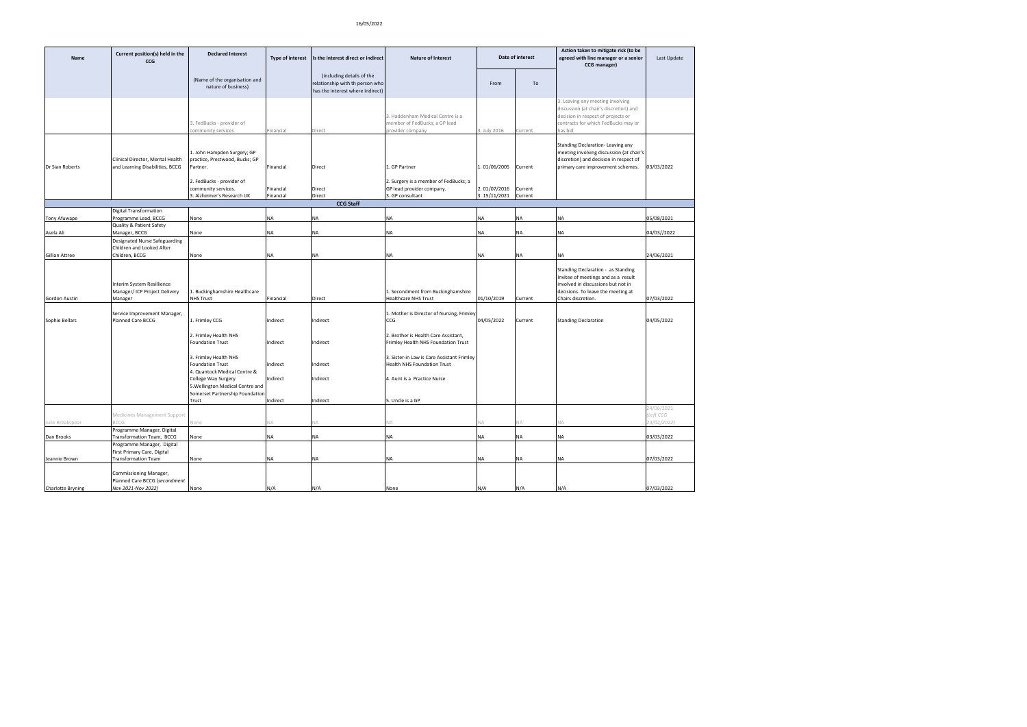| Name | Current position(s) held in the CCG | Declared Interest | Type of interest | Is the interest direct or indirect | Nature of Interest | Date of interest | | Action taken to mitigate risk (to be agreed with line manager or a senior CCG manager) | Last Update |
|---|---|---|---|---|---|---|---|---|---|
| | | (Name of the organisation and nature of business) | | (including details of the relationship with th person who has the interest where indirect) | | From | To | | |
| | | 3. FedBucks - provider of community services | Financial | Direct | 3. Haddenham Medical Centre is a member of FedBucks; a GP lead provider company | 3. July 2016 | Current | 3. Leaving any meeting involving discussion (at chair's discretion) and decision in respect of projects or contracts for which FedBucks may or has bid | |
| Dr Sian Roberts | Clinical Director, Mental Health and Learning Disabilities, BCCG | 1. John Hampden Surgery; GP practice, Prestwood, Bucks; GP Partner.<br>2. FedBucks - provider of community services.<br>3. Alzheimer's Research UK | Financial<br>Financial<br>Financial | Direct<br>Direct<br>Direct | 1. GP Partner<br>2. Surgery is a member of FedBucks; a GP lead provider company.<br>3. GP consultant | 1. 01/06/2005<br>2. 01/07/2016<br>3. 15/11/2021 | Current<br>Current<br>Current | Standing Declaration- Leaving any meeting involving discussion (at chair's discretion) and decision in respect of primary care improvement schemes. | 03/03/2022 |
| **CCG Staff** | | | | | | | | | |
| Tony Afuwape | Digital Transformation Programme Lead, BCCG | None | NA | NA | NA | NA | NA | NA | 05/08/2021 |
| Asela Ali | Quality & Patient Safety Manager, BCCG | None | NA | NA | NA | NA | NA | NA | 04/03//2022 |
| Gillian Attree | Designated Nurse Safeguarding Children and Looked After Children, BCCG | None | NA | NA | NA | NA | NA | NA | 24/06/2021 |
| Gordon Austin | Interim System Resillience Manager/ ICP Project Delivery Manager | 1. Buckinghamshire Healthcare NHS Trust | Financial | Direct | 1. Secondment from Buckinghamshire Healthcare NHS Trust | 01/10/2019 | Current | Standing Declaration - as Standing Invitee of meetings and as a result involved in discussions but not in decisions. To leave the meeting at Chairs discretion. | 07/03/2022 |
| Sophie Bellars | Service Improvement Manager, Planned Care BCCG | 1. Frimley CCG<br>2. Frimley Health NHS Foundation Trust<br>3. Frimley Health NHS Foundation Trust<br>4. Quantock Medical Centre & College Way Surgery<br>5.Wellington Medical Centre and Somerset Partnership Foundation Trust | Indirect<br>Indirect<br>Indirect<br>Indirect<br>Indirect | Indirect<br>Indirect<br>Indirect<br>Indirect<br>Indirect | 1. Mother is Director of Nursing, Frimley CCG<br>2. Brother is Health Care Assistant, Frimley Health NHS Foundation Trust<br>3. Sister-in Law is Care Assistant Frimley Health NHS Foundation Trust<br>4. Aunt is a Practice Nurse<br>5. Uncle is a GP | 04/05/2022 | Current | Standing Declaration | 04/05/2022 |
| Julie Breakspear | Medicines Management Support BCCG | None | NA | NA | NA | NA | NA | NA | 24/06/2021 *(Left CCG 24/02/2022)* |
| Dan Brooks | Programme Manager, Digital Transformation Team, BCCG | None | NA | NA | NA | NA | NA | NA | 03/03/2022 |
| Jeannie Brown | Programme Manager, Digital First Primary Care, Digital Transformation Team | None | NA | NA | NA | NA | NA | NA | 07/03/2022 |
| Charlotte Bryning | Commissioning Manager, Planned Care BCCG *(secondment Nov 2021-Nov 2022)* | None | N/A | N/A | None | N/A | N/A | N/A | 07/03/2022 |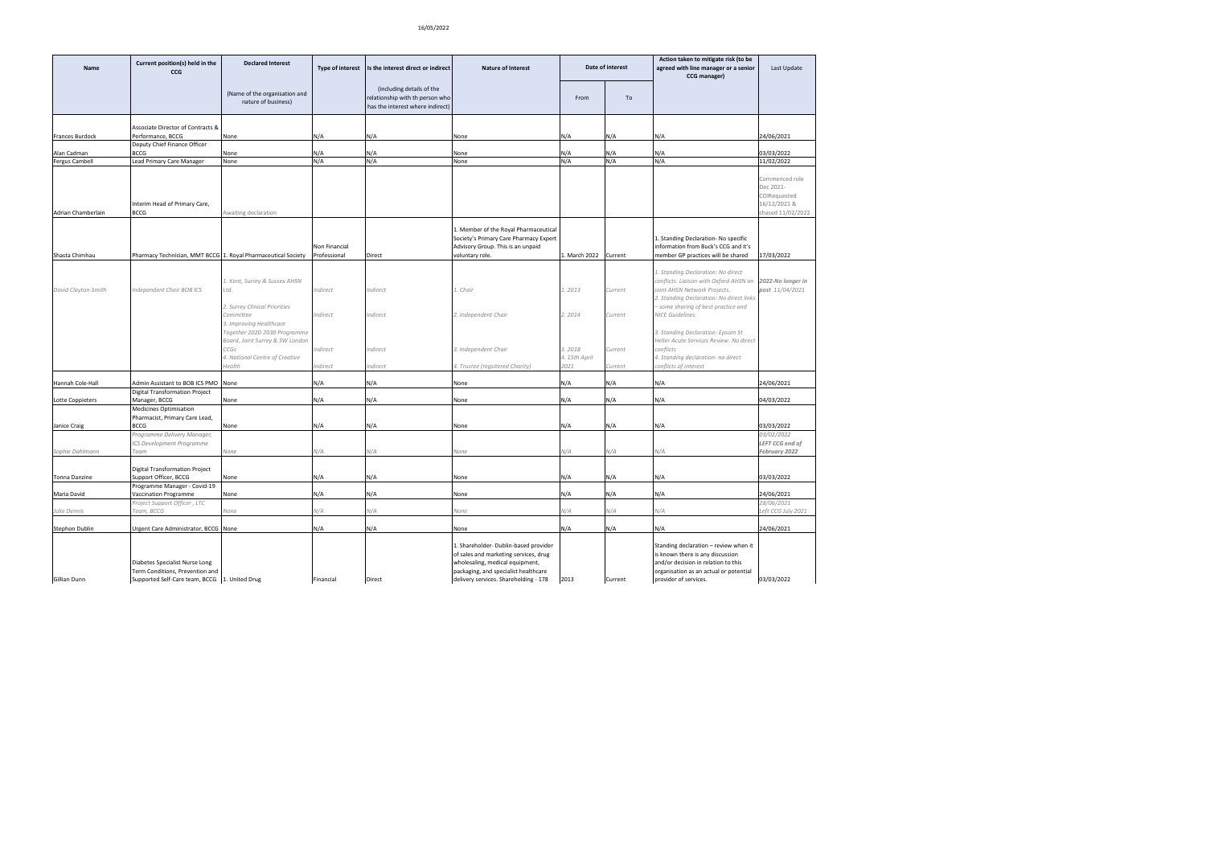| Name | Current position(s) held in the CCG | Declared Interest | Type of interest | Is the interest direct or indirect | Nature of Interest | Date of interest | | Action taken to mitigate risk (to be agreed with line manager or a senior CCG manager) | Last Update |
|---|---|---|---|---|---|---|---|---|---|
| | | (Name of the organisation and nature of business) | | (including details of the relationship with th person who has the interest where indirect) | | From | To | | |
| Frances Burdock | Associate Director of Contracts & Performance, BCCG | None | N/A | N/A | None | N/A | N/A | N/A | 24/06/2021 |
| Alan Cadman | Deputy Chief Finance Officer BCCG | None | N/A | N/A | None | N/A | N/A | N/A | 03/03/2022 |
| Fergus Cambell | Lead Primary Care Manager | None | N/A | N/A | None | N/A | N/A | N/A | 11/02/2022 |
| Adrian Chamberlain | Interim Head of Primary Care, BCCG | Awaiting declaration | | | | | | | Commenced role Dec 2021- COIRequested 16/12/2021 & chased 11/02/2022 |
| Shasta Chimhau | Pharmacy Technician, MMT BCCG | 1. Royal Pharmaceutical Society | Non Financial Professional | Direct | 1. Member of the Royal Pharmaceutical Society's Primary Care Pharmacy Expert Advisory Group. This is an unpaid voluntary role. | 1. March 2022 | Current | 1. Standing Declaration- No specific information from Buck's CCG and it's member GP practices will be shared | 17/03/2022 |
| *David Clayton-Smith* | *Independent Chair BOB ICS* | *1. Kent, Surrey & Sussex AHSN Ltd.*<br>*2. Surrey Clinical Priorities Committee*<br>*3. Improving Healthcare Together 2020-2030 Programme Board, Joint Surrey & SW London CCGs*<br>*4. National Centre of Creative Health* | *Indirect*<br>*Indirect*<br>*Indirect*<br>*Indirect* | *Indirect*<br>*Indirect*<br>*Indirect*<br>*Indirect* | *1. Chair*<br>*2. Independent Chair*<br>*3. Independent Chair*<br>*4. Trustee (regsitered Charity)* | *1. 2013*<br>*2. 2014*<br>*3. 2018*<br>*4. 15th April 2021* | *Current*<br>*Current*<br>*Current*<br>*Current* | *1. Standing Declaration: No direct conflicts. Liaison with Oxford AHSN on joint AHSN Network Projects.*<br>*2. Standing Declaration: No direct links – some sharing of best practice and NICE Guidelines.*<br>*3. Standing Declaration: Epsom St Helier Acute Services Review. No direct conflicts*<br>*4. Standing declaration- no direct conflicts of interest* | ***2022-No longer in post 11/04/2021*** |
| Hannah Cole-Hall | Admin Assistant to BOB ICS PMO | None | N/A | N/A | None | N/A | N/A | N/A | 24/06/2021 |
| Lotte Coppieters | Digital Transformation Project Manager, BCCG | None | N/A | N/A | None | N/A | N/A | N/A | 04/03/2022 |
| Janice Craig | Medicines Optimisation Pharmacist, Primary Care Lead, BCCG | None | N/A | N/A | None | N/A | N/A | N/A | 03/03/2022 |
| *Sophie Dahlmann* | *Programme Delivery Manager, ICS Development Programme Team* | *None* | *N/A* | *N/A* | *None* | *N/A* | *N/A* | *N/A* | *03/02/2022* ***LEFT CCG end of February 2022*** |
| Tonna Danzine | Digital Transformation Project Support Officer, BCCG | None | N/A | N/A | None | N/A | N/A | N/A | 03/03/2022 |
| Maria David | Programme Manager - Covid-19 Vaccination Programme | None | N/A | N/A | None | N/A | N/A | N/A | 24/06/2021 |
| *Julie Dennis* | *Project Support Officer , LTC Team, BCCG* | *None* | *N/A* | *N/A* | *None* | *N/A* | *N/A* | *N/A* | *28/06/2021 Left CCG July 2021* |
| Stephon Dublin | Urgent Care Administrator, BCCG | None | N/A | N/A | None | N/A | N/A | N/A | 24/06/2021 |
| Gillian Dunn | Diabetes Specialist Nurse Long Term Conditions, Prevention and Supported Self-Care team, BCCG | 1. United Drug | Financial | Direct | 1. Shareholder- Dublin-based provider of sales and marketing services, drug wholesaling, medical equipment, packaging, and specialist healthcare delivery services. Shareholding - 178 | 2013 | Current | Standing declaration – review when it is known there is any discussion and/or decision in relation to this organisation as an actual or potential provider of services. | 03/03/2022 |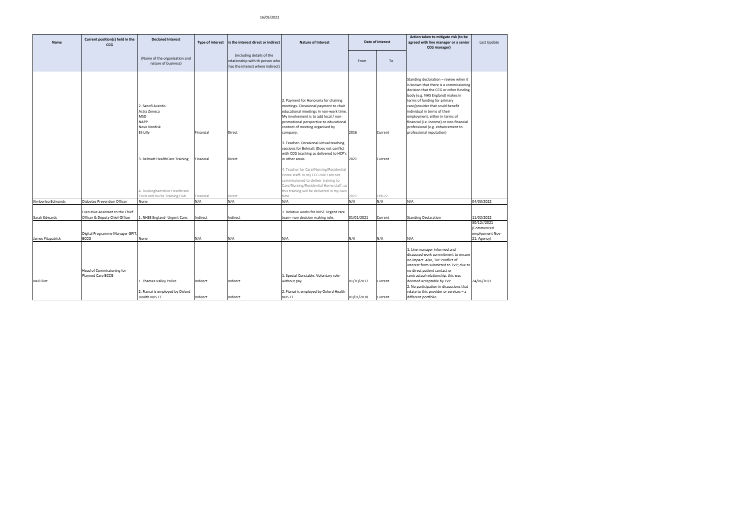| Name | Current position(s) held in the CCG | Declared Interest | Type of interest | Is the interest direct or indirect | Nature of Interest | Date of interest | | Action taken to mitigate risk (to be agreed with line manager or a senior CCG manager) | Last Update |
|---|---|---|---|---|---|---|---|---|---|
| | | (Name of the organisation and nature of business) | | (including details of the relationship with th person who has the interest where indirect) | | From | To | | |
| | | 2. Sanofi Aventis<br>Astra Zeneca<br>MSD<br>NAPP<br>Novo Nordisk<br>Eli Lilly | Financial | Direct | 2. Payment for Honoraria for chairing meetings- Occasional payment to chair educational meetings in non-work time. My involvement is to add local / non-promotional perspective to educational content of meeting organised by company. | 2016 | Current | Standing declaration – review when it is known that there is a commissioning decision that the CCG or other funding body (e.g. NHS England) makes in terms of funding for primary care/provider that could benefit individual in terms of their employment, either in terms of financial (i.e. income) or non-financial professional (e.g. enhancement to professional reputation) | |
| | | 3. Belmatt HealthCare Training | Financial | Direct | 3. Teacher- Occasional virtual teaching sessions for Belmatt (Does not conflict with CCG teaching as delivered to HCP's in other areas. | 2021 | Current | | |
| | | 4. Buckinghamshire Healthcare Trust and Bucks Training Hub | Financial | Direct | 4. Teacher for Care/Nursing/Residential Home staff- In my CCG role I am not commissioned to deliver training to Care/Nursing/Residential Home staff, so this training will be delivered in my own time | 2021 | Feb-22 | | |
| Kimberlea Edmonds | Diabetes Prevention Officer | None | N/A | N/A | N/A | N/A | N/A | N/A | 04/03/2022 |
| Sarah Edwards | Executive Assistant to the Chief Officer & Deputy Chief Officer | 1. NHSE England- Urgent Care. | Indirect | Indirect | 1. Relative works for NHSE Urgent care team- non decision making role. | 01/01/2021 | Current | Standing Declaration | 11/02/2022 |
| James Fitzpatrick | Digital Programme Manager GPIT, BCCG | None | N/A | N/A | N/A | N/A | N/A | N/A | 30/12//2021 (Commenced emplyoment Nov-21. Agency) |
| Neil Flint | Head of Commissioning for Planned Care BCCG | 1. Thames Valley Police<br><br>2. Fiancé is employed by Oxford Health NHS FT | Indirect<br><br>Indirect | Indirect<br><br>Indirect | 1. Special Constable. Voluntary role-without pay.<br><br>2. Fiancé is employed by Oxford Health NHS FT | 01/10/2017<br><br>01/01/2018 | Current<br><br>Current | 1. Line manager informed and discussed work commitment to ensure no impact. Also, TVP conflict of interest form submitted to TVP; due to no direct patient contact or contractual relationship, this was deemed acceptable by TVP.<br>2. No participation in discussions that relate to this provider or services – a different portfolio. | 24/06/2021 |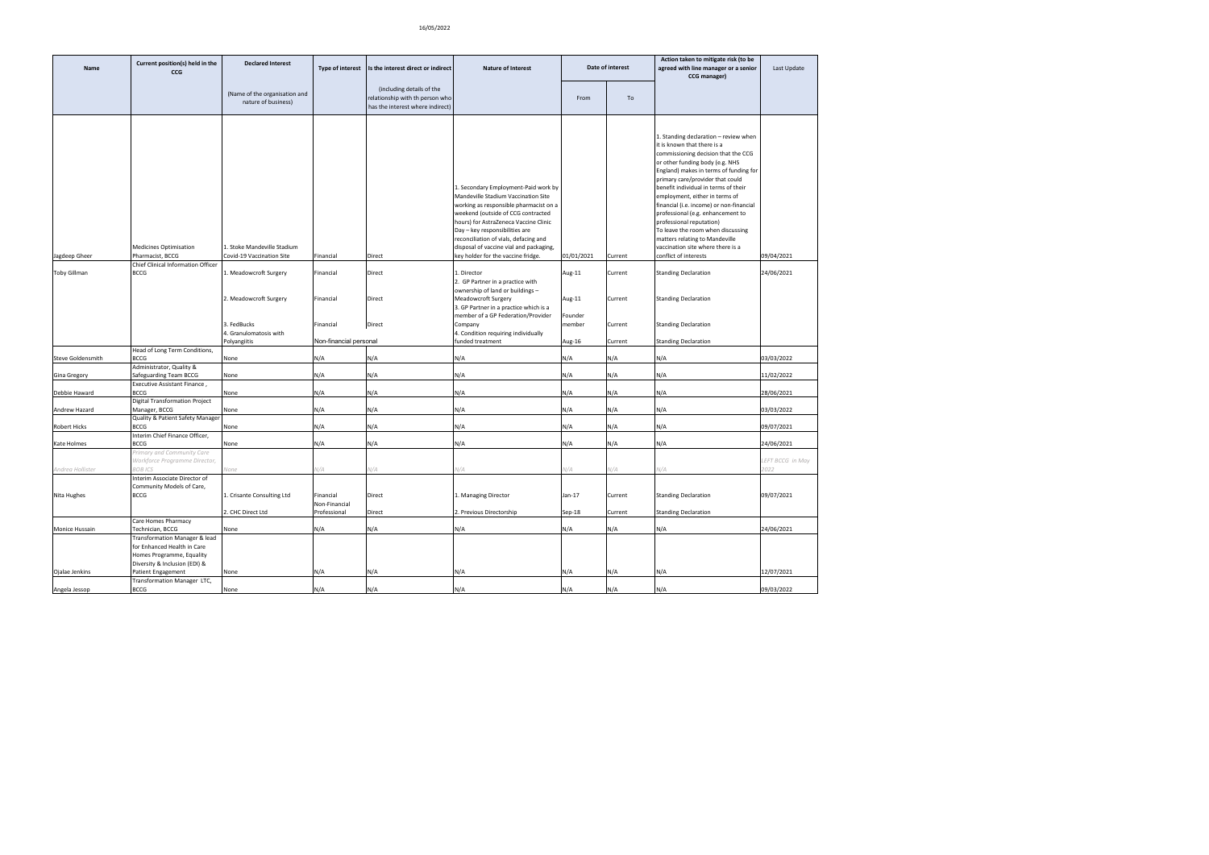| Name | Current position(s) held in the CCG | Declared Interest | Type of interest | Is the interest direct or indirect | Nature of Interest | Date of interest | | Action taken to mitigate risk (to be agreed with line manager or a senior CCG manager) | Last Update |
|---|---|---|---|---|---|---|---|---|---|
| | | (Name of the organisation and nature of business) | | (including details of the relationship with th person who has the interest where indirect) | | From | To | | |
| Jagdeep Gheer | Medicines Optimisation Pharmacist, BCCG | 1. Stoke Mandeville Stadium Covid-19 Vaccination Site | Financial | Direct | 1. Secondary Employment-Paid work by Mandeville Stadium Vaccination Site working as responsible pharmacist on a weekend (outside of CCG contracted hours) for AstraZeneca Vaccine Clinic Day – key responsibilities are reconciliation of vials, defacing and disposal of vaccine vial and packaging, key holder for the vaccine fridge. | 01/01/2021 | Current | 1. Standing declaration – review when it is known that there is a commissioning decision that the CCG or other funding body (e.g. NHS England) makes in terms of funding for primary care/provider that could benefit individual in terms of their employment, either in terms of financial (i.e. income) or non-financial professional (e.g. enhancement to professional reputation)<br>To leave the room when discussing matters relating to Mandeville vaccination site where there is a conflict of interests | 09/04/2021 |
| Toby Gillman | Chief Clinical Information Officer BCCG | 1. Meadowcroft Surgery | Financial | Direct | 1. Director | Aug-11 | Current | Standing Declaration | 24/06/2021 |
| | | 2. Meadowcroft Surgery | Financial | Direct | 2. GP Partner in a practice with ownership of land or buildings – Meadowcroft Surgery | Aug-11 | Current | Standing Declaration | |
| | | 3. FedBucks | Financial | Direct | 3. GP Partner in a practice which is a member of a GP Federation/Provider Company | Founder member | Current | Standing Declaration | |
| | | 4. Granulomatosis with Polyangiitis | Non-financial personal | | 4. Condition requiring individually funded treatment | Aug-16 | Current | Standing Declaration | |
| Steve Goldensmith | Head of Long Term Conditions, BCCG | None | N/A | N/A | N/A | N/A | N/A | N/A | 03/03/2022 |
| Gina Gregory | Administrator, Quality & Safeguarding Team BCCG | None | N/A | N/A | N/A | N/A | N/A | N/A | 11/02/2022 |
| Debbie Haward | Executive Assistant Finance , BCCG | None | N/A | N/A | N/A | N/A | N/A | N/A | 28/06/2021 |
| Andrew Hazard | Digital Transformation Project Manager, BCCG | None | N/A | N/A | N/A | N/A | N/A | N/A | 03/03/2022 |
| Robert Hicks | Quality & Patient Safety Manager BCCG | None | N/A | N/A | N/A | N/A | N/A | N/A | 09/07/2021 |
| Kate Holmes | Interim Chief Finance Officer, BCCG | None | N/A | N/A | N/A | N/A | N/A | N/A | 24/06/2021 |
| *Andrea Hollister* | *Primary and Community Care Workforce Programme Director, BOB ICS* | *None* | *N/A* | *N/A* | *N/A* | *N/A* | *N/A* | *N/A* | *LEFT BCCG in May 2022* |
| Nita Hughes | Interim Associate Director of Community Models of Care, BCCG | 1. Crisante Consulting Ltd | Financial | Direct | 1. Managing Director | Jan-17 | Current | Standing Declaration | 09/07/2021 |
| | | 2. CHC Direct Ltd | Non-Financial Professional | Direct | 2. Previous Directorship | Sep-18 | Current | Standing Declaration | |
| Monice Hussain | Care Homes Pharmacy Technician, BCCG | None | N/A | N/A | N/A | N/A | N/A | N/A | 24/06/2021 |
| Ojalae Jenkins | Transformation Manager & lead for Enhanced Health in Care Homes Programme, Equality Diversity & Inclusion (EDI) & Patient Engagement | None | N/A | N/A | N/A | N/A | N/A | N/A | 12/07/2021 |
| Angela Jessop | Transformation Manager LTC, BCCG | None | N/A | N/A | N/A | N/A | N/A | N/A | 09/03/2022 |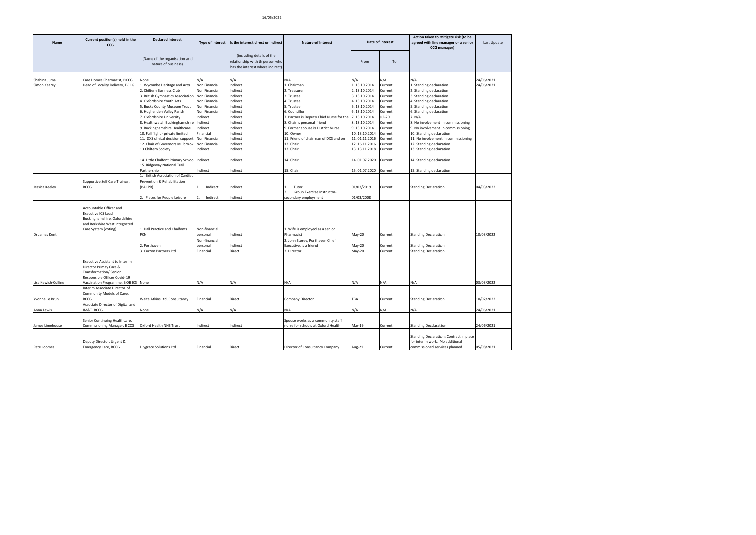16/05/2022

| Name | Current position(s) held in the CCG | Declared Interest | Type of interest | Is the interest direct or indirect | Nature of Interest | Date of interest | | Action taken to mitigate risk (to be agreed with line manager or a senior CCG manager) | Last Update |
|---|---|---|---|---|---|---|---|---|---|
| | | (Name of the organisation and nature of business) | | (including details of the relationship with th person who has the interest where indirect) | | From | To | | |
| Shahina Juma | Care Homes Pharmacist, BCCG | None | N/A | N/A | N/A | N/A | N/A | N/A | 24/06/2021 |
| Simon Kearey | Head of Locality Delivery, BCCG | 1. Wycombe Heritage and Arts<br>2. Chiltern Business Club<br>3. British Gymnastics Association<br>4. Oxfordshire Youth Arts<br>5. Bucks County Museum Trust<br>6. Hughenden Valley Parish<br>7. Oxfordshire University<br>8. Healthwatch Buckinghamshire<br>9. Buckinghamshire Healthcare<br>10. Full flight - private limited<br>11. DXS clinical decision support<br>12. Chair of Governors Millbrook<br>13.Chiltern Society<br>14. Little Chalfont Primary School<br>15. Ridgeway National Trail Partnership | Non Financial<br>Non Financial<br>Non Financial<br>Non Financial<br>Non Financial<br>Non Financial<br>Indirect<br>Indirect<br>Indirect<br>Financial<br>Non Financial<br>Non Financial<br>Indirect<br>Indirect<br>Indirect | Indirect<br>Indirect<br>Indirect<br>Indirect<br>Indirect<br>Indirect<br>Indirect<br>Indirect<br>Indirect<br>Indirect<br>Indirect<br>Indirect<br>Indirect<br>Indirect<br>Indirect | 1. Chairman<br>2. Treasurer<br>3. Trustee<br>4. Trustee<br>5. Trustee<br>6. Councillor<br>7. Partner is Deputy Chief Nurse for the<br>8. Chair is personal friend<br>9. Former spouse is District Nurse<br>10. Owner<br>11. Friend of chairman of DXS and on<br>12. Chair<br>13. Chair<br>14. Chair<br>15. Chair | 1. 13.10.2014<br>2. 13.10.2014<br>3. 13.10.2014<br>4. 13.10.2014<br>5. 13.10.2014<br>6. 13.10.2014<br>7. 13.10.2014<br>8. 13.10.2014<br>9. 13.10.2014<br>10. 13.10.2014<br>11. 01.11.2016<br>12. 16.11.2016<br>13. 13.11.2018<br>14. 01.07.2020<br>15. 01.07.2020 | Current<br>Current<br>Current<br>Current<br>Current<br>Current<br>Jul-20<br>Current<br>Current<br>Current<br>Current<br>Current<br>Current<br>Current<br>Current | 1. Standing declaration<br>2. Standing declaration<br>3. Standing declaration<br>4. Standing declaration<br>5. Standing declaration<br>6. Standing declaration<br>7. N/A<br>8. No involvement in commissioning<br>9. No involvement in commissioning<br>10. Standing declaration<br>11. No involvement in commissioning<br>12. Standing declaration.<br>13. Standing declaration<br>14. Standing declaration<br>15. Standing declaration | 24/06/2021 |
| Jessica Keeley | Supportive Self Care Trainer, BCCG | 1. British Association of Cardiac Prevention & Rehabilitation (BACPR)<br>2. Places for People Leisure | 1. Indirect<br>2. Indirect | Indirect<br>Indirect | 1. Tutor<br>2. Group Exercise Instructor- secondary employment | 01/03/2019<br>01/03/2008 | Current | Standing Declaration | 04/03/2022 |
| Dr James Kent | Accountable Officer and Executive ICS Lead Buckinghamshire, Oxfordshire and Berkshire West Integrated Care System (voting) | 1. Hall Practice and Chalfonts PCN<br>2. Porthaven<br>3. Curzon Partners Ltd | Non-financial personal<br>Non-financial personal<br>Financial | Indirect<br>Indirect<br>Direct | 1. Wife is employed as a senior Pharmacist<br>2. John Storey, Porthaven Chief Executive, is a friend<br>3. Director | May-20<br>May-20<br>May-20 | Current<br>Current<br>Current | Standing Declaration<br>Standing Declaration<br>Standing Declaration | 10/03/2022 |
| Lisa Kewish-Collins | Executive Assistant to Interim Director Primay Care & Transformation/ Senior Responsible Officer Covid-19 Vaccination Programme, BOB ICS | None | N/A | N/A | N/A | N/A | N/A | N/A | 03/03/2022 |
| Yvonne Le Brun | Interim Associate Director of Community Models of Care, BCCG | Waite Atkins Ltd, Consultancy | Financial | Direct | Company Director | TBA | Current | Standing Declaration | 10/02/2022 |
| Anna Lewis | Associate Director of Digital and IM&T. BCCG | None | N/A | N/A | N/A | N/A | N/A | N/A | 24/06/2021 |
| James Limehouse | Senior Continuing Healthcare, Commissioning Manager, BCCG | Oxford Health NHS Trust | Indirect | Indirect | Spouse works as a community staff nurse for schools at Oxford Health | Mar-19 | Current | Standing Decclaration | 24/06/2021 |
| Pete Loomes | Deputy Director, Urgent & Emergency Care, BCCG | Lilygrace Solutions Ltd. | Financial | Direct | Director of Consultancy Company | Aug-21 | Current | Standing Declaration: Contract in place for interim work. No additional commissioned services planned. | 05/08/2021 |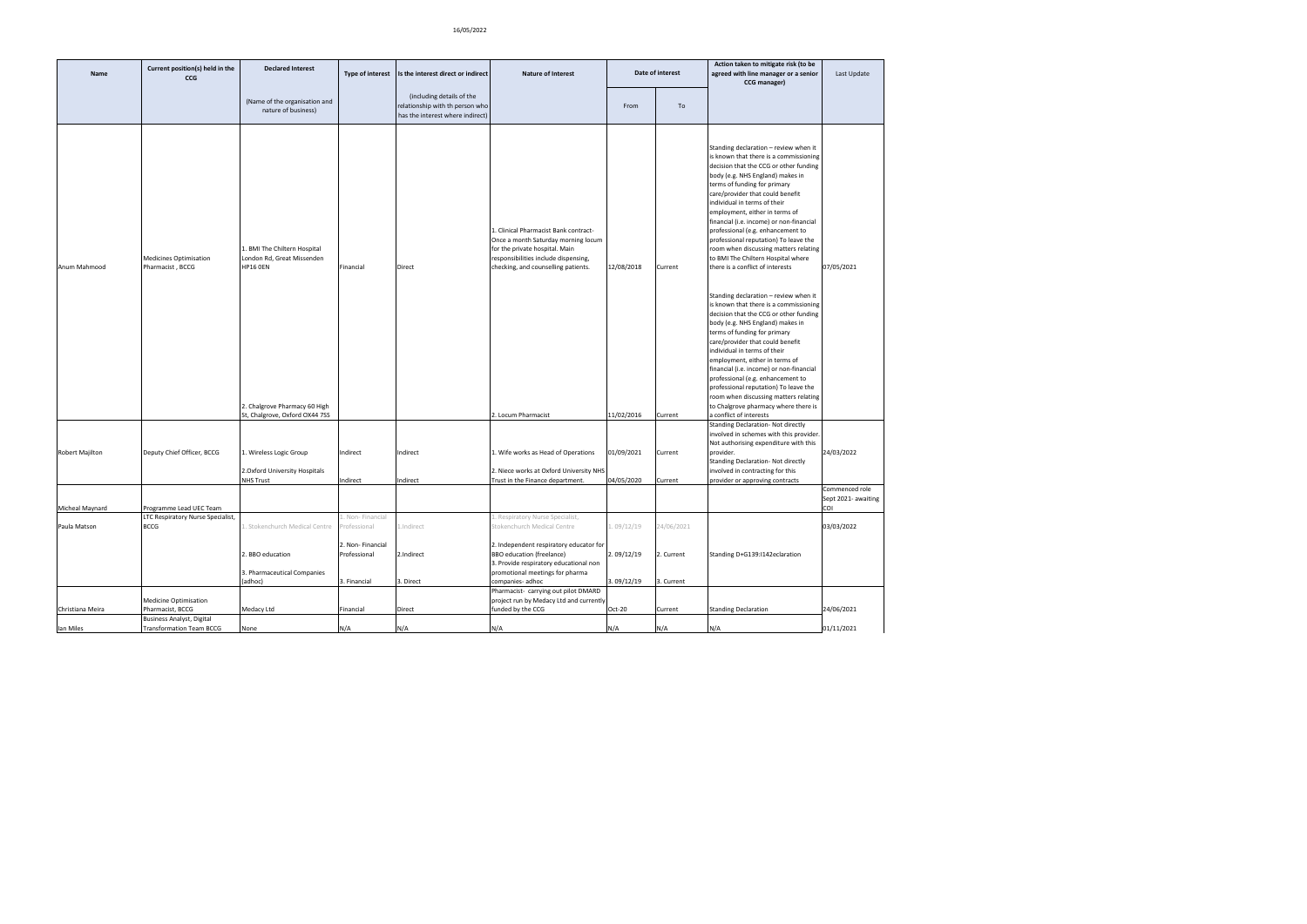| Name | Current position(s) held in the CCG | Declared Interest | Type of interest | Is the interest direct or indirect | Nature of Interest | Date of interest | | Action taken to mitigate risk (to be agreed with line manager or a senior CCG manager) | Last Update |
|---|---|---|---|---|---|---|---|---|---|
| | | (Name of the organisation and nature of business) | | (including details of the relationship with th person who has the interest where indirect) | | From | To | | |
| Anum Mahmood | Medicines Optimisation Pharmacist , BCCG | 1. BMI The Chiltern Hospital London Rd, Great Missenden HP16 0EN | Financial | Direct | 1. Clinical Pharmacist Bank contract- Once a month Saturday morning locum for the private hospital. Main responsibilities include dispensing, checking, and counselling patients. | 12/08/2018 | Current | Standing declaration – review when it is known that there is a commissioning decision that the CCG or other funding body (e.g. NHS England) makes in terms of funding for primary care/provider that could benefit individual in terms of their employment, either in terms of financial (i.e. income) or non-financial professional (e.g. enhancement to professional reputation) To leave the room when discussing matters relating to BMI The Chiltern Hospital where there is a conflict of interests | 07/05/2021 |
| | | 2. Chalgrove Pharmacy 60 High St, Chalgrove, Oxford OX44 7SS | | | 2. Locum Pharmacist | 11/02/2016 | Current | Standing declaration – review when it is known that there is a commissioning decision that the CCG or other funding body (e.g. NHS England) makes in terms of funding for primary care/provider that could benefit individual in terms of their employment, either in terms of financial (i.e. income) or non-financial professional (e.g. enhancement to professional reputation) To leave the room when discussing matters relating to Chalgrove pharmacy where there is a conflict of interests | |
| Robert Majilton | Deputy Chief Officer, BCCG | 1. Wireless Logic Group | Indirect | Indirect | 1. Wife works as Head of Operations | 01/09/2021 | Current | Standing Declaration- Not directly involved in schemes with this provider. Not authorising expenditure with this provider. | 24/03/2022 |
| | | 2.Oxford University Hospitals NHS Trust | Indirect | Indirect | 2. Niece works at Oxford University NHS Trust in the Finance department. | 04/05/2020 | Current | Standing Declaration- Not directly involved in contracting for this provider or approving contracts | |
| Micheal Maynard | Programme Lead UEC Team | | | | | | | | Commenced role Sept 2021- awaiting COI |
| Paula Matson | LTC Respiratory Nurse Specialist, BCCG | 1. Stokenchurch Medical Centre | 1. Non- Financial Professional | 1.Indirect | 1. Respiratory Nurse Specialist, Stokenchurch Medical Centre | 1. 09/12/19 | 24/06/2021 | | 03/03/2022 |
| | | 2. BBO education | 2. Non- Financial Professional | 2.Indirect | 2. Independent respiratory educator for BBO education (freelance) | 2. 09/12/19 | 2. Current | Standing D+G139:I142eclaration | |
| | | 3. Pharmaceutical Companies (adhoc) | 3. Financial | 3. Direct | 3. Provide respiratory educational non promotional meetings for pharma companies- adhoc | 3. 09/12/19 | 3. Current | | |
| Christiana Meira | Medicine Optimisation Pharmacist, BCCG | Medacy Ltd | Financial | Direct | Pharmacist- carrying out pilot DMARD project run by Medacy Ltd and currently funded by the CCG | Oct-20 | Current | Standing Declaration | 24/06/2021 |
| Ian Miles | Business Analyst, Digital Transformation Team BCCG | None | N/A | N/A | N/A | N/A | N/A | N/A | 01/11/2021 |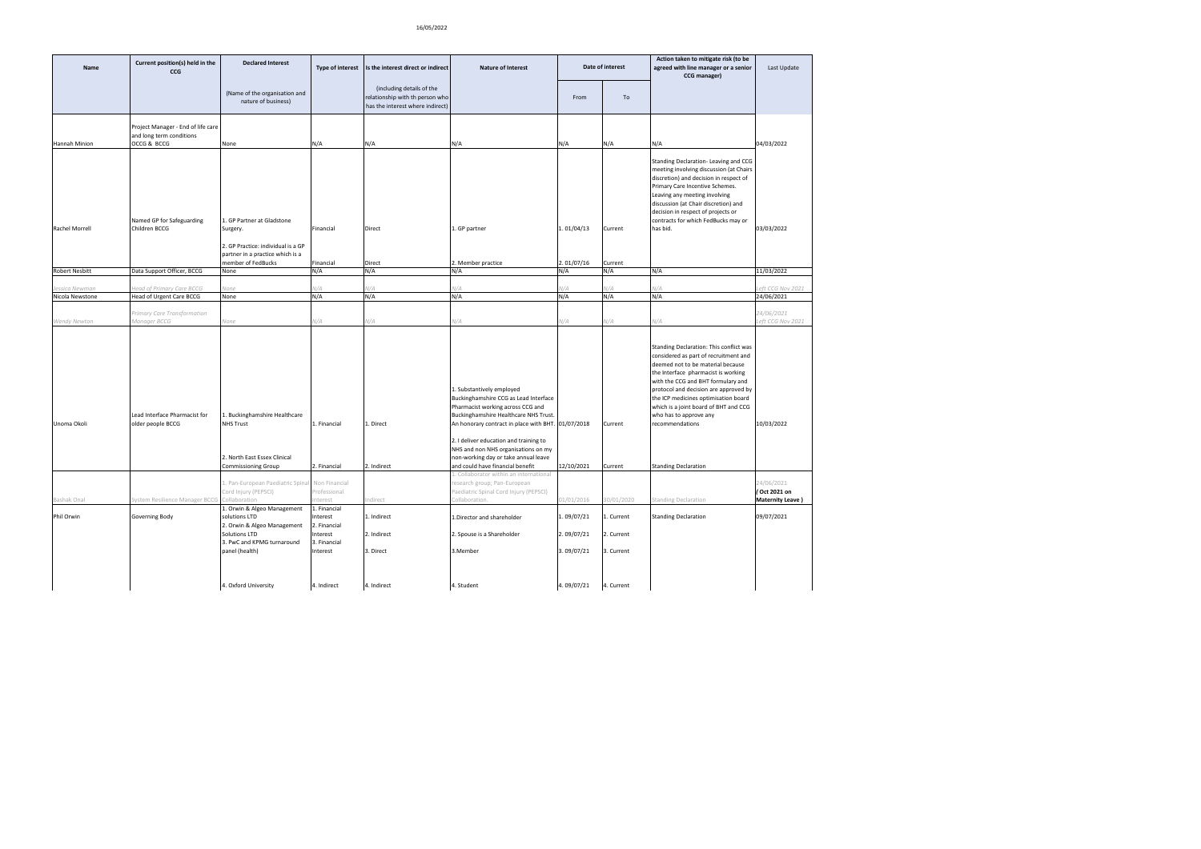16/05/2022

| Name | Current position(s) held in the CCG | Declared Interest | Type of interest | Is the interest direct or indirect | Nature of Interest | Date of interest | | Action taken to mitigate risk (to be agreed with line manager or a senior CCG manager) | Last Update |
|---|---|---|---|---|---|---|---|---|---|
| | | (Name of the organisation and nature of business) | | (including details of the relationship with th person who has the interest where indirect) | | From | To | | |
| Hannah Minion | Project Manager - End of life care and long term conditions OCCG & BCCG | None | N/A | N/A | N/A | N/A | N/A | N/A | 04/03/2022 |
| Rachel Morrell | Named GP for Safeguarding Children BCCG | 1. GP Partner at Gladstone Surgery.<br><br>2. GP Practice: individual is a GP partner in a practice which is a member of FedBucks | Financial<br><br>Financial | Direct<br><br>Direct | 1. GP partner<br><br>2. Member practice | 1. 01/04/13<br><br>2. 01/07/16 | Current<br><br>Current | Standing Declaration- Leaving and CCG meeting involving discussion (at Chairs discretion) and decision in respect of Primary Care Incentive Schemes. Leaving any meeting involving discussion (at Chair discretion) and decision in respect of projects or contracts for which FedBucks may or has bid. | 03/03/2022 |
| Robert Nesbitt | Data Support Officer, BCCG | None | N/A | N/A | N/A | N/A | N/A | N/A | 11/03/2022 |
| *Jessica Newman* | *Head of Primary Care BCCG* | *None* | *N/A* | *N/A* | *N/A* | *N/A* | *N/A* | *N/A* | *Left CCG Nov 2021* |
| Nicola Newstone | Head of Urgent Care BCCG | None | N/A | N/A | N/A | N/A | N/A | N/A | 24/06/2021 |
| *Wendy Newton* | *Primary Care Transformation Manager BCCG* | *None* | *N/A* | *N/A* | *N/A* | *N/A* | *N/A* | *N/A* | *24/06/2021 Left CCG Nov 2021* |
| Unoma Okoli | Lead Interface Pharmacist for older people BCCG | 1. Buckinghamshire Healthcare NHS Trust<br><br>2. North East Essex Clinical Commissioning Group | 1. Financial<br><br>2. Financial | 1. Direct<br><br>2. Indirect | 1. Substantively employed Buckinghamshire CCG as Lead Interface Pharmacist working across CCG and Buckinghamshire Healthcare NHS Trust. An honorary contract in place with BHT.<br><br>2. I deliver education and training to NHS and non NHS organisations on my non-working day or take annual leave and could have financial benefit | 01/07/2018<br><br>12/10/2021 | Current<br><br>Current | Standing Declaration: This conflict was considered as part of recruitment and deemed not to be material because the Interface pharmacist is working with the CCG and BHT formulary and protocol and decision are approved by the ICP medicines optimisation board which is a joint board of BHT and CCG who has to approve any recommendations<br><br>Standing Declaration | 10/03/2022 |
| *Bashak Onal* | *System Resilience Manager BCCG* | *1. Pan-European Paediatric Spinal Cord Injury (PEPSCI) Collaboration* | *Non Financial Professional Interest* | *Indirect* | *1. Collaborator within an international research group; Pan-European Paediatric Spinal Cord Injury (PEPSCI) Collaboration.* | *01/01/2016* | *30/01/2020* | *Standing Declaration* | *24/06/2021* **/ Oct 2021 on Maternity Leave )** |
| Phil Orwin | Governing Body | 1. Orwin & Algeo Management solutions LTD<br>2. Orwin & Algeo Management Solutions LTD<br>3. PwC and KPMG turnaround panel (health)<br><br>4. Oxford University | 1. Financial Interest<br>2. Financial Interest<br>3. Financial Interest<br><br>4. Indirect | 1. Indirect<br>2. Indirect<br>3. Direct<br><br>4. Indirect | 1.Director and shareholder<br>2. Spouse is a Shareholder<br>3.Member<br><br>4. Student | 1. 09/07/21<br>2. 09/07/21<br>3. 09/07/21<br><br>4. 09/07/21 | 1. Current<br>2. Current<br>3. Current<br><br>4. Current | Standing Declaration | 09/07/2021 |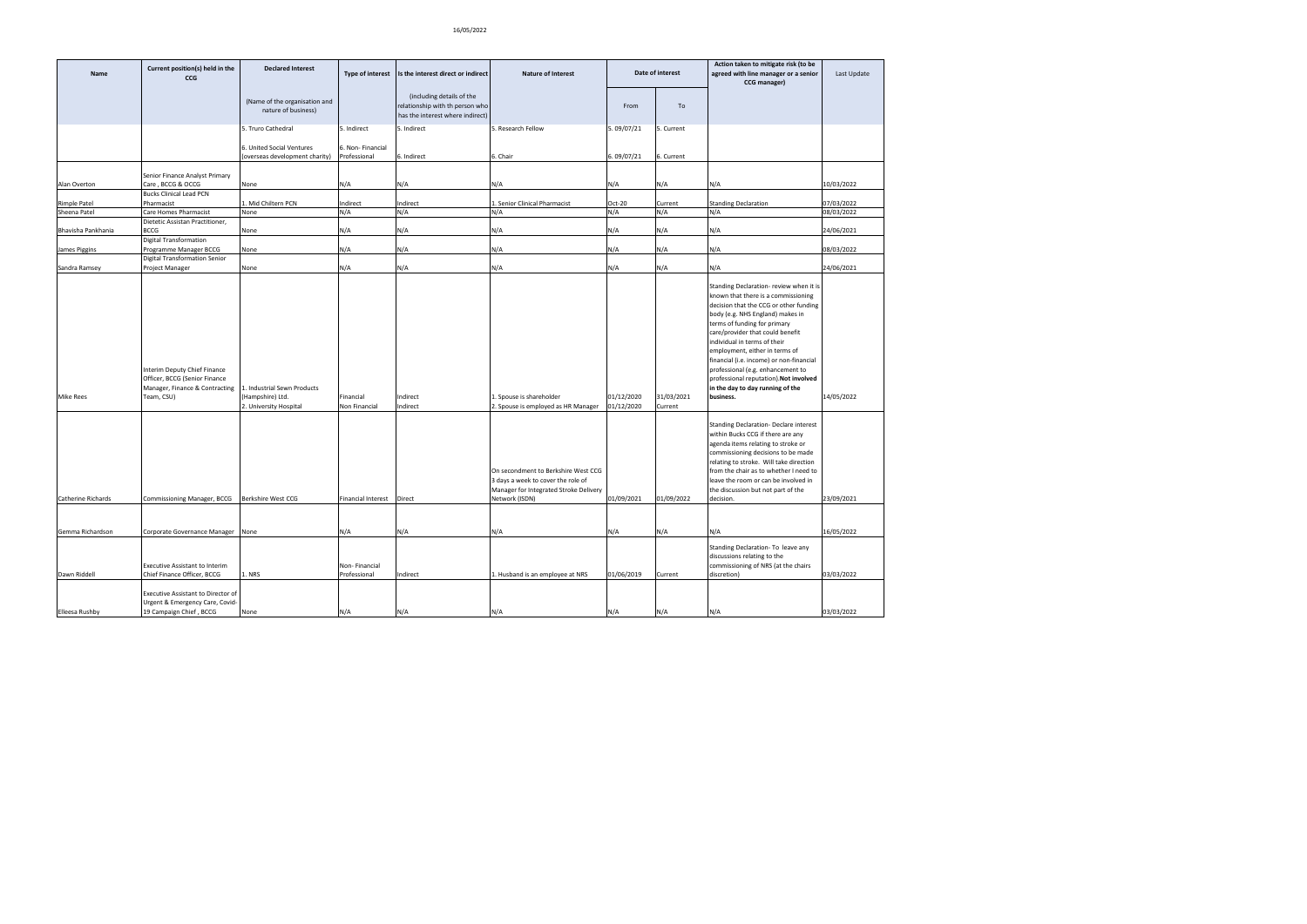| Name | Current position(s) held in the CCG | Declared Interest | Type of interest | Is the interest direct or indirect | Nature of Interest | Date of interest | | Action taken to mitigate risk (to be agreed with line manager or a senior CCG manager) | Last Update |
|---|---|---|---|---|---|---|---|---|---|
| | | (Name of the organisation and nature of business) | | (including details of the relationship with th person who has the interest where indirect) | | From | To | | |
| | | 5. Truro Cathedral<br><br>6. United Social Ventures (overseas development charity) | 5. Indirect<br><br>6. Non- Financial Professional | 5. Indirect<br><br>6. Indirect | 5. Research Fellow<br><br>6. Chair | 5. 09/07/21<br><br>6. 09/07/21 | 5. Current<br><br>6. Current | | |
| Alan Overton | Senior Finance Analyst Primary Care , BCCG & OCCG | None | N/A | N/A | N/A | N/A | N/A | N/A | 10/03/2022 |
| Rimple Patel | Bucks Clinical Lead PCN Pharmacist | 1. Mid Chiltern PCN | Indirect | Indirect | 1. Senior Clinical Pharmacist | Oct-20 | Current | Standing Declaration | 07/03/2022 |
| Sheena Patel | Care Homes Pharmacist | None | N/A | N/A | N/A | N/A | N/A | N/A | 08/03/2022 |
| Bhavisha Pankhania | Dietetic Assistan Practitioner, BCCG | None | N/A | N/A | N/A | N/A | N/A | N/A | 24/06/2021 |
| James Piggins | Digital Transformation Programme Manager BCCG | None | N/A | N/A | N/A | N/A | N/A | N/A | 08/03/2022 |
| Sandra Ramsey | Digital Transformation Senior Project Manager | None | N/A | N/A | N/A | N/A | N/A | N/A | 24/06/2021 |
| Mike Rees | Interim Deputy Chief Finance Officer, BCCG (Senior Finance Manager, Finance & Contracting Team, CSU) | 1. Industrial Sewn Products (Hampshire) Ltd.<br>2. University Hospital | Financial<br>Non Financial | Indirect<br>Indirect | 1. Spouse is shareholder<br>2. Spouse is employed as HR Manager | 01/12/2020<br>01/12/2020 | 31/03/2021<br>Current | Standing Declaration- review when it is known that there is a commissioning decision that the CCG or other funding body (e.g. NHS England) makes in terms of funding for primary care/provider that could benefit individual in terms of their employment, either in terms of financial (i.e. income) or non-financial professional (e.g. enhancement to professional reputation).**Not involved in the day to day running of the business.** | 14/05/2022 |
| Catherine Richards | Commissioning Manager, BCCG | Berkshire West CCG | Financial Interest | Direct | On secondment to Berkshire West CCG 3 days a week to cover the role of Manager for Integrated Stroke Delivery Network (ISDN) | 01/09/2021 | 01/09/2022 | Standing Declaration- Declare interest within Bucks CCG if there are any agenda items relating to stroke or commissioning decisions to be made relating to stroke. Will take direction from the chair as to whether I need to leave the room or can be involved in the discussion but not part of the decision. | 23/09/2021 |
| Gemma Richardson | Corporate Governance Manager | None | N/A | N/A | N/A | N/A | N/A | N/A | 16/05/2022 |
| Dawn Riddell | Executive Assistant to Interim Chief Finance Officer, BCCG | 1. NRS | Non- Financial Professional | Indirect | 1. Husband is an employee at NRS | 01/06/2019 | Current | Standing Declaration- To leave any discussions relating to the commissioning of NRS (at the chairs discretion) | 03/03/2022 |
| Elleesa Rushby | Executive Assistant to Director of Urgent & Emergency Care, Covid-19 Campaign Chief , BCCG | None | N/A | N/A | N/A | N/A | N/A | N/A | 03/03/2022 |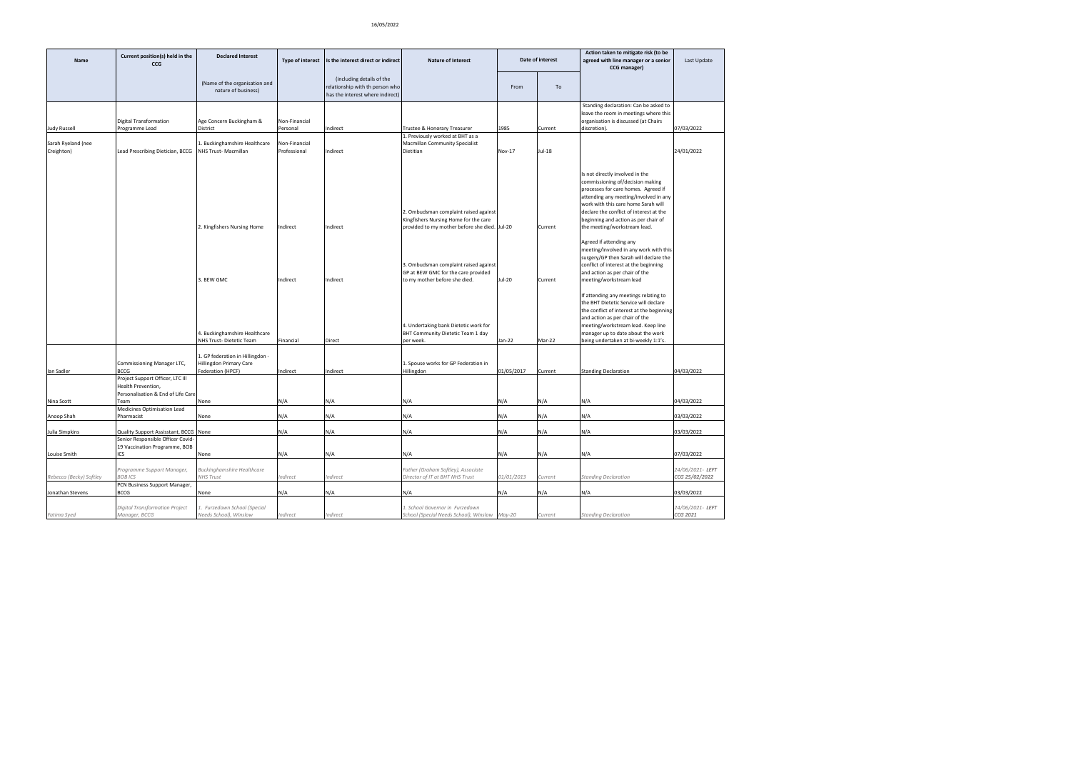| Name | Current position(s) held in the CCG | Declared Interest | Type of interest | Is the interest direct or indirect | Nature of Interest | Date of interest | | Action taken to mitigate risk (to be agreed with line manager or a senior CCG manager) | Last Update |
|---|---|---|---|---|---|---|---|---|---|
| | | (Name of the organisation and nature of business) | | (including details of the relationship with th person who has the interest where indirect) | | From | To | | |
| Judy Russell | Digital Transformation Programme Lead | Age Concern Buckingham & District | Non-Financial Personal | Indirect | Trustee & Honorary Treasurer | 1985 | Current | Standing declaration: Can be asked to leave the room in meetings where this organisation is discussed (at Chairs discretion). | 07/03/2022 |
| Sarah Ryeland (nee Creighton) | Lead Prescribing Dietician, BCCG | 1. Buckinghamshire Healthcare NHS Trust- Macmillan | Non-Financial Professional | Indirect | 1. Previously worked at BHT as a Macmillan Community Specialist Dietitian | Nov-17 | Jul-18 | | 24/01/2022 |
| | | 2. Kingfishers Nursing Home | Indirect | Indirect | 2. Ombudsman complaint raised against Kingfishers Nursing Home for the care provided to my mother before she died. | Jul-20 | Current | Is not directly involved in the commissioning of/decision making processes for care homes. Agreed if attending any meeting/involved in any work with this care home Sarah will declare the conflict of interest at the beginning and action as per chair of the meeting/workstream lead. | |
| | | 3. BEW GMC | Indirect | Indirect | 3. Ombudsman complaint raised against GP at BEW GMC for the care provided to my mother before she died. | Jul-20 | Current | Agreed if attending any meeting/involved in any work with this surgery/GP then Sarah will declare the conflict of interest at the beginning and action as per chair of the meeting/workstream lead | |
| | | 4. Buckinghamshire Healthcare NHS Trust- Dietetic Team | Financial | Direct | 4. Undertaking bank Dietetic work for BHT Community Dietetic Team 1 day per week. | Jan-22 | Mar-22 | If attending any meetings relating to the BHT Dietetic Service will declare the conflict of interest at the beginning and action as per chair of the meeting/workstream lead. Keep line manager up to date about the work being undertaken at bi-weekly 1:1's. | |
| Ian Sadler | Commissioning Manager LTC, BCCG | 1. GP federation in Hillingdon - Hillingdon Primary Care Federation (HPCF) | Indirect | Indirect | 1. Spouse works for GP Federation in Hillingdon | 01/05/2017 | Current | Standing Declaration | 04/03/2022 |
| Nina Scott | Project Support Officer, LTC Ill Health Prevention, Personalisation & End of Life Care Team | None | N/A | N/A | N/A | N/A | N/A | N/A | 04/03/2022 |
| Anoop Shah | Medicines Optimisation Lead Pharmacist | None | N/A | N/A | N/A | N/A | N/A | N/A | 03/03/2022 |
| Julia Simpkins | Quality Support Assisstant, BCCG | None | N/A | N/A | N/A | N/A | N/A | N/A | 03/03/2022 |
| Louise Smith | Senior Responsible Officer Covid-19 Vaccination Programme, BOB ICS | None | N/A | N/A | N/A | N/A | N/A | N/A | 07/03/2022 |
| *Rebecca (Becky) Softley* | *Programme Support Manager, BOB ICS* | *Buckinghamshire Healthcare NHS Trust* | *Indirect* | *Indirect* | *Father (Graham Softley), Associate Director of IT at BHT NHS Trust* | *01/01/2013* | *Current* | *Standing Declaration* | *24/06/2021- LEFT CCG 25/02/2022* |
| Jonathan Stevens | PCN Business Support Manager, BCCG | None | N/A | N/A | N/A | N/A | N/A | N/A | 03/03/2022 |
| *Fatima Syed* | *Digital Transformation Project Manager, BCCG* | *1. Furzedown School (Special Needs School), Winslow* | *Indirect* | *Indirect* | *1. School Governor in Furzedown School (Special Needs School), Winslow* | *May-20* | *Current* | *Standing Declaration* | *24/06/2021- LEFT CCG 2021* |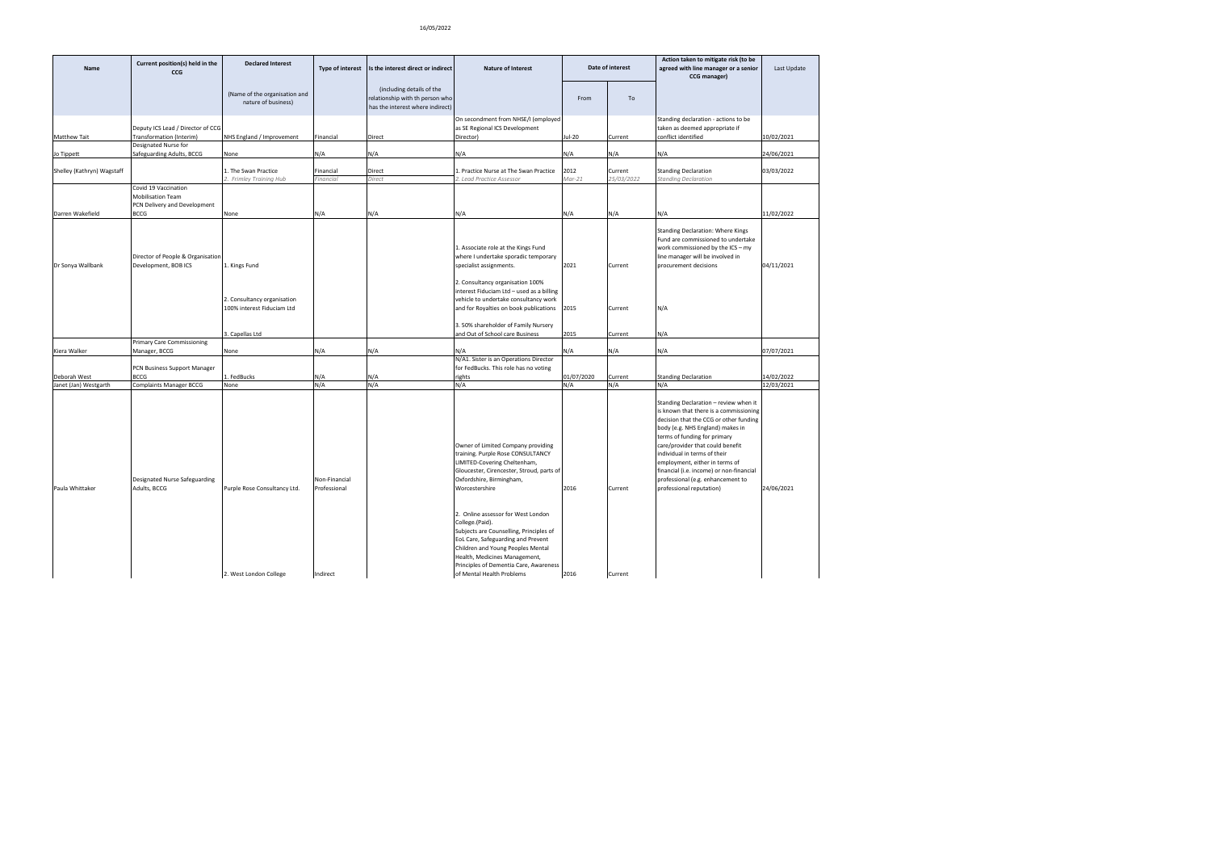| Name | Current position(s) held in the CCG | Declared Interest | Type of interest | Is the interest direct or indirect | Nature of Interest | Date of interest | | Action taken to mitigate risk (to be agreed with line manager or a senior CCG manager) | Last Update |
|---|---|---|---|---|---|---|---|---|---|
| | | (Name of the organisation and nature of business) | | (including details of the relationship with th person who has the interest where indirect) | | From | To | | |
| Matthew Tait | Deputy ICS Lead / Director of CCG Transformation (Interim) | NHS England / Improvement | Financial | Direct | On secondment from NHSE/I (employed as SE Regional ICS Development Director) | Jul-20 | Current | Standing declaration - actions to be taken as deemed appropriate if conflict identified | 10/02/2021 |
| Jo Tippett | Designated Nurse for Safeguarding Adults, BCCG | None | N/A | N/A | N/A | N/A | N/A | N/A | 24/06/2021 |
| Shelley (Kathryn) Wagstaff | | 1. The Swan Practice<br>*2. Frimley Training Hub* | Financial<br>*Financial* | Direct<br>*Direct* | 1. Practice Nurse at The Swan Practice<br>*2. Lead Practice Assessor* | 2012<br>*Mar-21* | Current<br>*25/03/2022* | Standing Declaration<br>*Standing Declaration* | 03/03/2022 |
| Darren Wakefield | Covid 19 Vaccination Mobilisation Team<br>PCN Delivery and Development BCCG | None | N/A | N/A | N/A | N/A | N/A | N/A | 11/02/2022 |
| Dr Sonya Wallbank | Director of People & Organisation Development, BOB ICS | 1. Kings Fund | | | 1. Associate role at the Kings Fund where I undertake sporadic temporary specialist assignments. | 2021 | Current | Standing Declaration: Where Kings Fund are commissioned to undertake work commissioned by the ICS – my line manager will be involved in procurement decisions | 04/11/2021 |
| | | 2. Consultancy organisation 100% interest Fiduciam Ltd | | | 2. Consultancy organisation 100% interest Fiduciam Ltd – used as a billing vehicle to undertake consultancy work and for Royalties on book publications | 2015 | Current | N/A | |
| | | 3. Capellas Ltd | | | 3. 50% shareholder of Family Nursery and Out of School care Business | 2015 | Current | N/A | |
| Kiera Walker | Primary Care Commissioning Manager, BCCG | None | N/A | N/A | N/A | N/A | N/A | N/A | 07/07/2021 |
| Deborah West | PCN Business Support Manager BCCG | 1. FedBucks | N/A | N/A | N/A1. Sister is an Operations Director for FedBucks. This role has no voting rights | 01/07/2020 | Current | Standing Declaration | 14/02/2022 |
| Janet (Jan) Westgarth | Complaints Manager BCCG | None | N/A | N/A | N/A | N/A | N/A | N/A | 12/03/2021 |
| Paula Whittaker | Designated Nurse Safeguarding Adults, BCCG | Purple Rose Consultancy Ltd. | Non-Financial Professional | | Owner of Limited Company providing training. Purple Rose CONSULTANCY LIMITED-Covering Cheltenham, Gloucester, Cirencester, Stroud, parts of Oxfordshire, Birmingham, Worcestershire | 2016 | Current | Standing Declaration – review when it is known that there is a commissioning decision that the CCG or other funding body (e.g. NHS England) makes in terms of funding for primary care/provider that could benefit individual in terms of their employment, either in terms of financial (i.e. income) or non-financial professional (e.g. enhancement to professional reputation) | 24/06/2021 |
| | | 2. West London College | Indirect | | 2. Online assessor for West London College.(Paid).<br>Subjects are Counselling, Principles of EoL Care, Safeguarding and Prevent Children and Young Peoples Mental Health, Medicines Management, Principles of Dementia Care, Awareness of Mental Health Problems | 2016 | Current | | |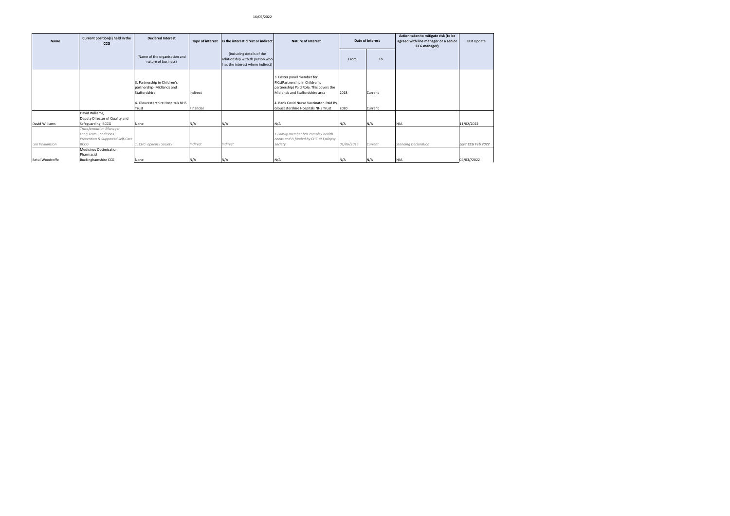16/05/2022

| Name | Current position(s) held in the CCG | Declared Interest | Type of interest | Is the interest direct or indirect | Nature of Interest | Date of interest | | Action taken to mitigate risk (to be agreed with line manager or a senior CCG manager) | Last Update |
|---|---|---|---|---|---|---|---|---|---|
| | | (Name of the organisation and nature of business) | | (including details of the relationship with th person who has the interest where indirect) | | From | To | | |
| | | 3. Partnership in Children's partnership- Midlands and Staffordshire<br><br>4. Gloucestershire Hospitals NHS Trust | Indirect<br><br>Financial | | 3. Foster panel member for PICs(Partnership in Children's partnership) Paid Role. This covers the Midlands and Staffordshire area<br><br>4. Bank Covid Nurse Vaccinator. Paid By Gloucestershire Hospitals NHS Trust | 2018<br><br>2020 | Current<br><br>Current | | |
| David Williams | David Williams, Deputy Director of Quality and Safeguarding, BCCG | None | N/A | N/A | N/A | N/A | N/A | N/A | 11/02/2022 |
| *Lori Williamson* | *Transformation Manager Long Term Conditions, Prevention & Supported Self-Care BCCG* | *1. CHC- Epilepsy Society* | *Indirect* | *Indirect* | *1.Family member has complex health needs and is funded by CHC at Epilepsy Society* | *01/06/2016* | *Current* | *Standing Declaration* | *LEFT CCG Feb 2022* |
| Betul Woodroffe | Medicines Optimisation Pharmacist Buckinghamshire CCG | None | N/A | N/A | N/A | N/A | N/A | N/A | 04/03//2022 |